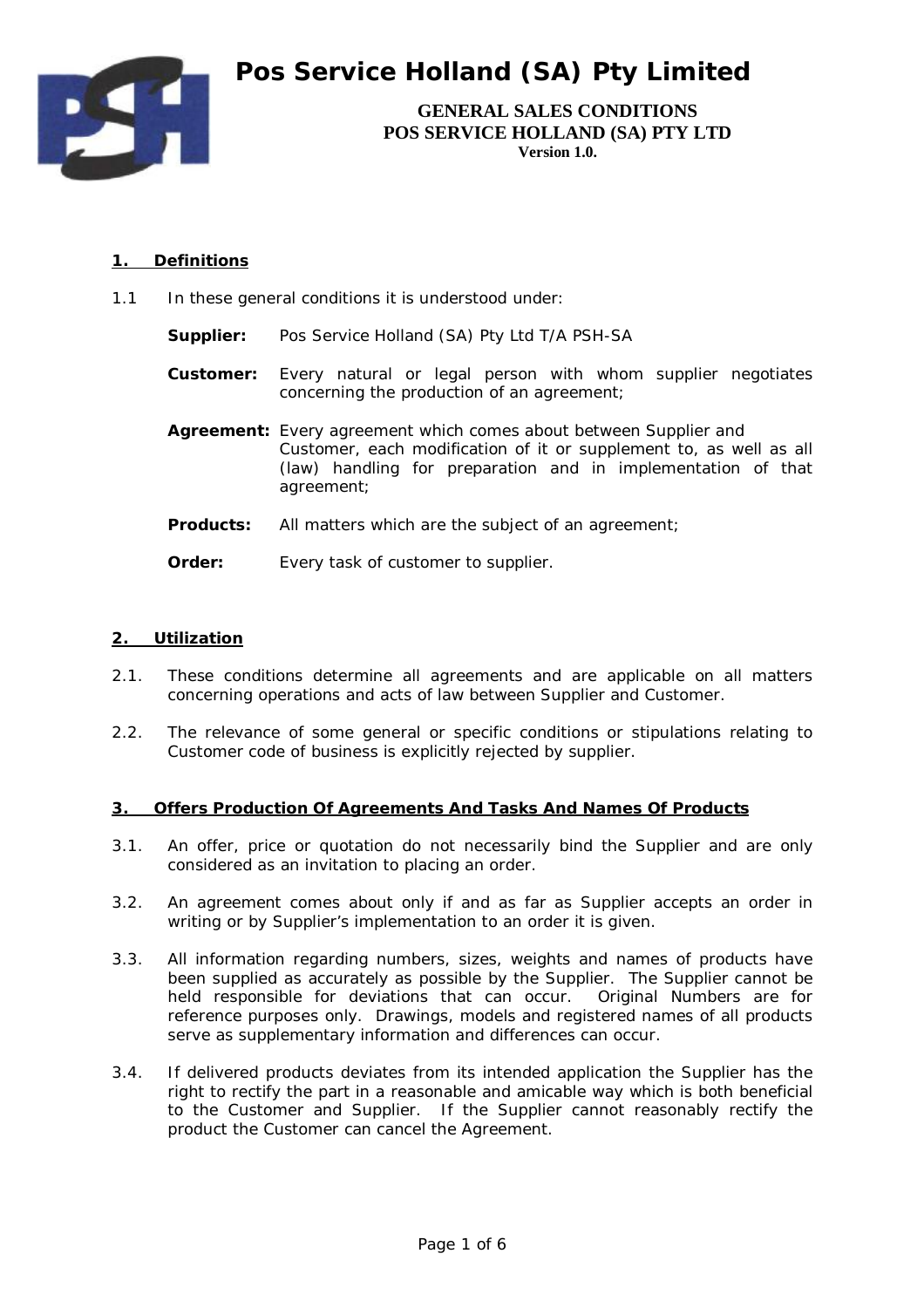# Pos Service Holland (SA) Pty Limited

**GENERAL SALES CONDITIONS**
**POS SERVICE HOLLAND (SA) PTY LTD**
**Version 1.0.**

## 1. Definitions

1.1 In these general conditions it is understood under:

**Supplier:** Pos Service Holland (SA) Pty Ltd T/A PSH-SA

**Customer:** Every natural or legal person with whom supplier negotiates concerning the production of an agreement;

**Agreement:** Every agreement which comes about between Supplier and Customer, each modification of it or supplement to, as well as all (law) handling for preparation and in implementation of that agreement;

**Products:** All matters which are the subject of an agreement;

**Order:** Every task of customer to supplier.

## 2. Utilization

2.1. These conditions determine all agreements and are applicable on all matters concerning operations and acts of law between Supplier and Customer.

2.2. The relevance of some general or specific conditions or stipulations relating to Customer code of business is explicitly rejected by supplier.

## 3. Offers Production Of Agreements And Tasks And Names Of Products

3.1. An offer, price or quotation do not necessarily bind the Supplier and are only considered as an invitation to placing an order.

3.2. An agreement comes about only if and as far as Supplier accepts an order in writing or by Supplier's implementation to an order it is given.

3.3. All information regarding numbers, sizes, weights and names of products have been supplied as accurately as possible by the Supplier. The Supplier cannot be held responsible for deviations that can occur. Original Numbers are for reference purposes only. Drawings, models and registered names of all products serve as supplementary information and differences can occur.

3.4. If delivered products deviates from its intended application the Supplier has the right to rectify the part in a reasonable and amicable way which is both beneficial to the Customer and Supplier. If the Supplier cannot reasonably rectify the product the Customer can cancel the Agreement.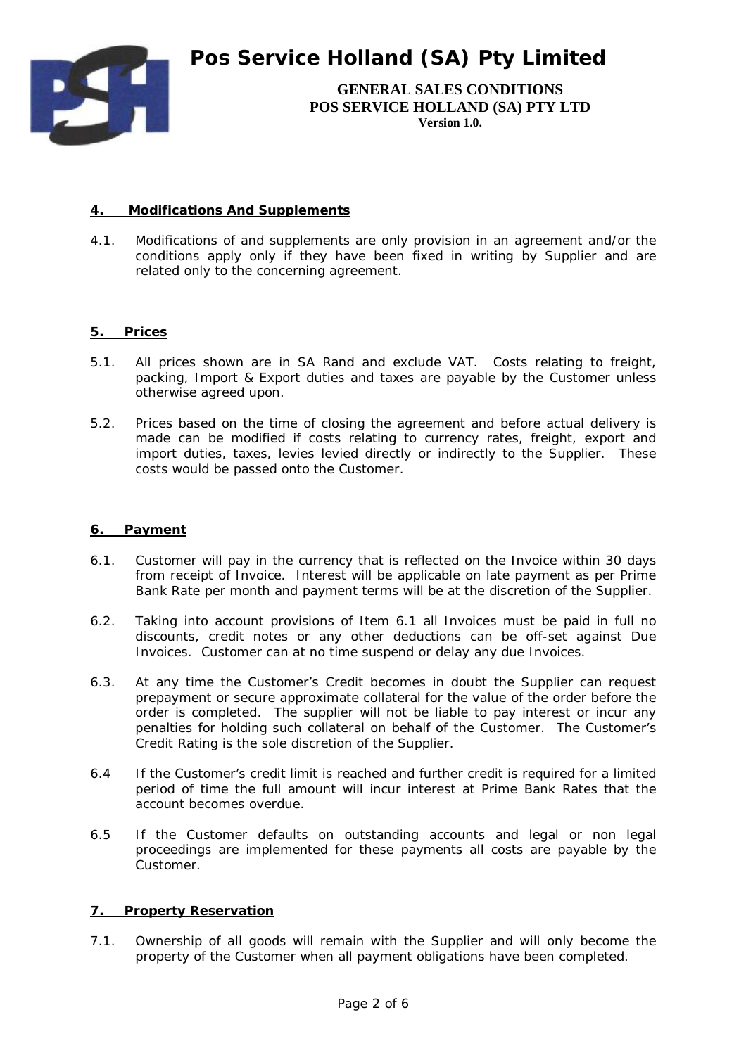## 4. Modifications And Supplements

4.1. Modifications of and supplements are only provision in an agreement and/or the conditions apply only if they have been fixed in writing by Supplier and are related only to the concerning agreement.

## 5. Prices

5.1. All prices shown are in SA Rand and exclude VAT. Costs relating to freight, packing, Import & Export duties and taxes are payable by the Customer unless otherwise agreed upon.

5.2. Prices based on the time of closing the agreement and before actual delivery is made can be modified if costs relating to currency rates, freight, export and import duties, taxes, levies levied directly or indirectly to the Supplier. These costs would be passed onto the Customer.

## 6. Payment

6.1. Customer will pay in the currency that is reflected on the Invoice within 30 days from receipt of Invoice. Interest will be applicable on late payment as per Prime Bank Rate per month and payment terms will be at the discretion of the Supplier.

6.2. Taking into account provisions of Item 6.1 all Invoices must be paid in full no discounts, credit notes or any other deductions can be off-set against Due Invoices. Customer can at no time suspend or delay any due Invoices.

6.3. At any time the Customer's Credit becomes in doubt the Supplier can request prepayment or secure approximate collateral for the value of the order before the order is completed. The supplier will not be liable to pay interest or incur any penalties for holding such collateral on behalf of the Customer. The Customer's Credit Rating is the sole discretion of the Supplier.

6.4 If the Customer's credit limit is reached and further credit is required for a limited period of time the full amount will incur interest at Prime Bank Rates that the account becomes overdue.

6.5 If the Customer defaults on outstanding accounts and legal or non legal proceedings are implemented for these payments all costs are payable by the Customer.

## 7. Property Reservation

7.1. Ownership of all goods will remain with the Supplier and will only become the property of the Customer when all payment obligations have been completed.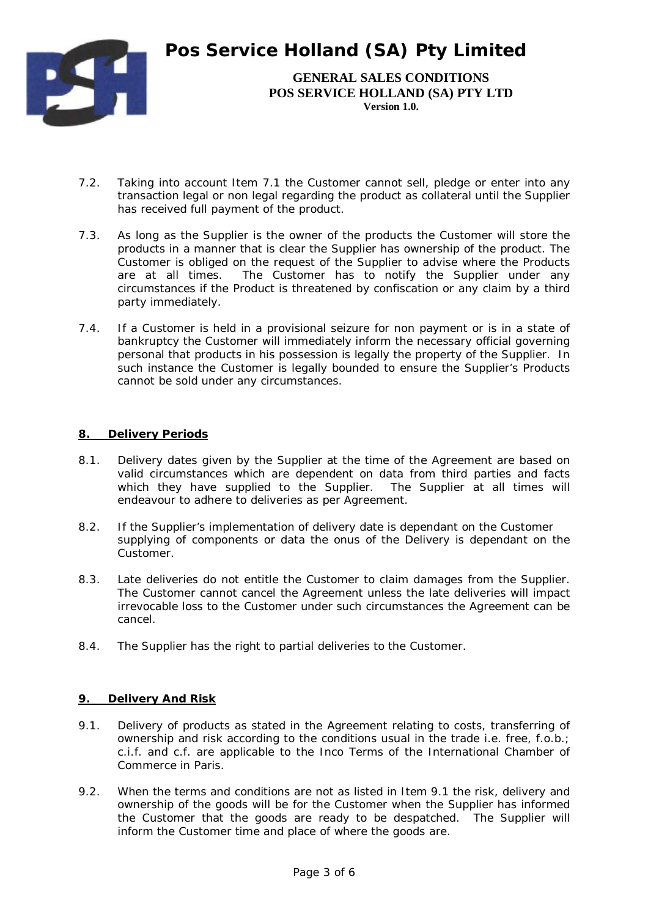7.2. Taking into account Item 7.1 the Customer cannot sell, pledge or enter into any transaction legal or non legal regarding the product as collateral until the Supplier has received full payment of the product.

7.3. As long as the Supplier is the owner of the products the Customer will store the products in a manner that is clear the Supplier has ownership of the product. The Customer is obliged on the request of the Supplier to advise where the Products are at all times. The Customer has to notify the Supplier under any circumstances if the Product is threatened by confiscation or any claim by a third party immediately.

7.4. If a Customer is held in a provisional seizure for non payment or is in a state of bankruptcy the Customer will immediately inform the necessary official governing personal that products in his possession is legally the property of the Supplier. In such instance the Customer is legally bounded to ensure the Supplier's Products cannot be sold under any circumstances.

## 8. Delivery Periods

8.1. Delivery dates given by the Supplier at the time of the Agreement are based on valid circumstances which are dependent on data from third parties and facts which they have supplied to the Supplier. The Supplier at all times will endeavour to adhere to deliveries as per Agreement.

8.2. If the Supplier's implementation of delivery date is dependant on the Customer supplying of components or data the onus of the Delivery is dependant on the Customer.

8.3. Late deliveries do not entitle the Customer to claim damages from the Supplier. The Customer cannot cancel the Agreement unless the late deliveries will impact irrevocable loss to the Customer under such circumstances the Agreement can be cancel.

8.4. The Supplier has the right to partial deliveries to the Customer.

## 9. Delivery And Risk

9.1. Delivery of products as stated in the Agreement relating to costs, transferring of ownership and risk according to the conditions usual in the trade i.e. free, f.o.b.; c.i.f. and c.f. are applicable to the Inco Terms of the International Chamber of Commerce in Paris.

9.2. When the terms and conditions are not as listed in Item 9.1 the risk, delivery and ownership of the goods will be for the Customer when the Supplier has informed the Customer that the goods are ready to be despatched. The Supplier will inform the Customer time and place of where the goods are.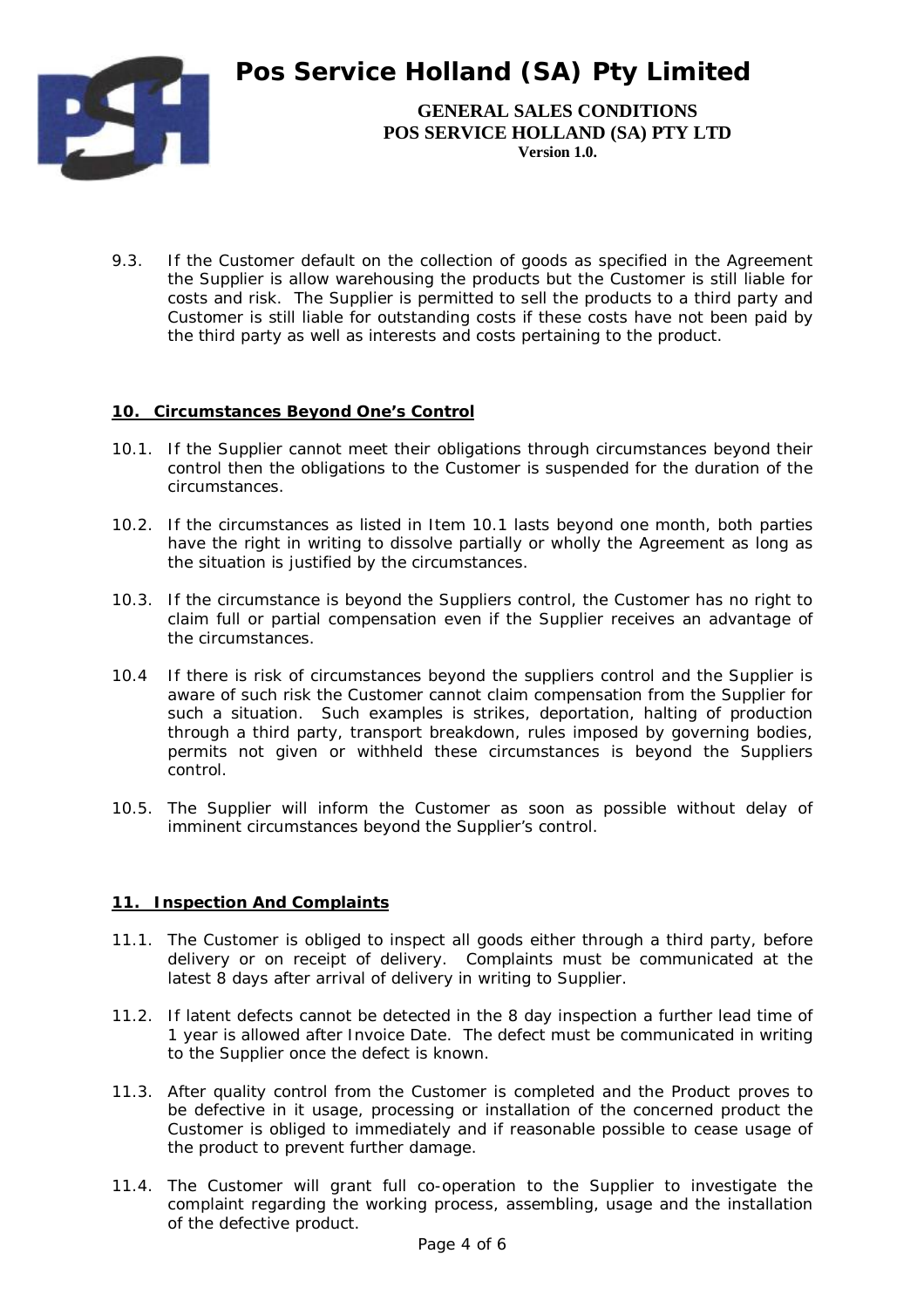9.3. If the Customer default on the collection of goods as specified in the Agreement the Supplier is allow warehousing the products but the Customer is still liable for costs and risk. The Supplier is permitted to sell the products to a third party and Customer is still liable for outstanding costs if these costs have not been paid by the third party as well as interests and costs pertaining to the product.

## 10. Circumstances Beyond One's Control

10.1. If the Supplier cannot meet their obligations through circumstances beyond their control then the obligations to the Customer is suspended for the duration of the circumstances.

10.2. If the circumstances as listed in Item 10.1 lasts beyond one month, both parties have the right in writing to dissolve partially or wholly the Agreement as long as the situation is justified by the circumstances.

10.3. If the circumstance is beyond the Suppliers control, the Customer has no right to claim full or partial compensation even if the Supplier receives an advantage of the circumstances.

10.4 If there is risk of circumstances beyond the suppliers control and the Supplier is aware of such risk the Customer cannot claim compensation from the Supplier for such a situation. Such examples is strikes, deportation, halting of production through a third party, transport breakdown, rules imposed by governing bodies, permits not given or withheld these circumstances is beyond the Suppliers control.

10.5. The Supplier will inform the Customer as soon as possible without delay of imminent circumstances beyond the Supplier's control.

## 11. Inspection And Complaints

11.1. The Customer is obliged to inspect all goods either through a third party, before delivery or on receipt of delivery. Complaints must be communicated at the latest 8 days after arrival of delivery in writing to Supplier.

11.2. If latent defects cannot be detected in the 8 day inspection a further lead time of 1 year is allowed after Invoice Date. The defect must be communicated in writing to the Supplier once the defect is known.

11.3. After quality control from the Customer is completed and the Product proves to be defective in it usage, processing or installation of the concerned product the Customer is obliged to immediately and if reasonable possible to cease usage of the product to prevent further damage.

11.4. The Customer will grant full co-operation to the Supplier to investigate the complaint regarding the working process, assembling, usage and the installation of the defective product.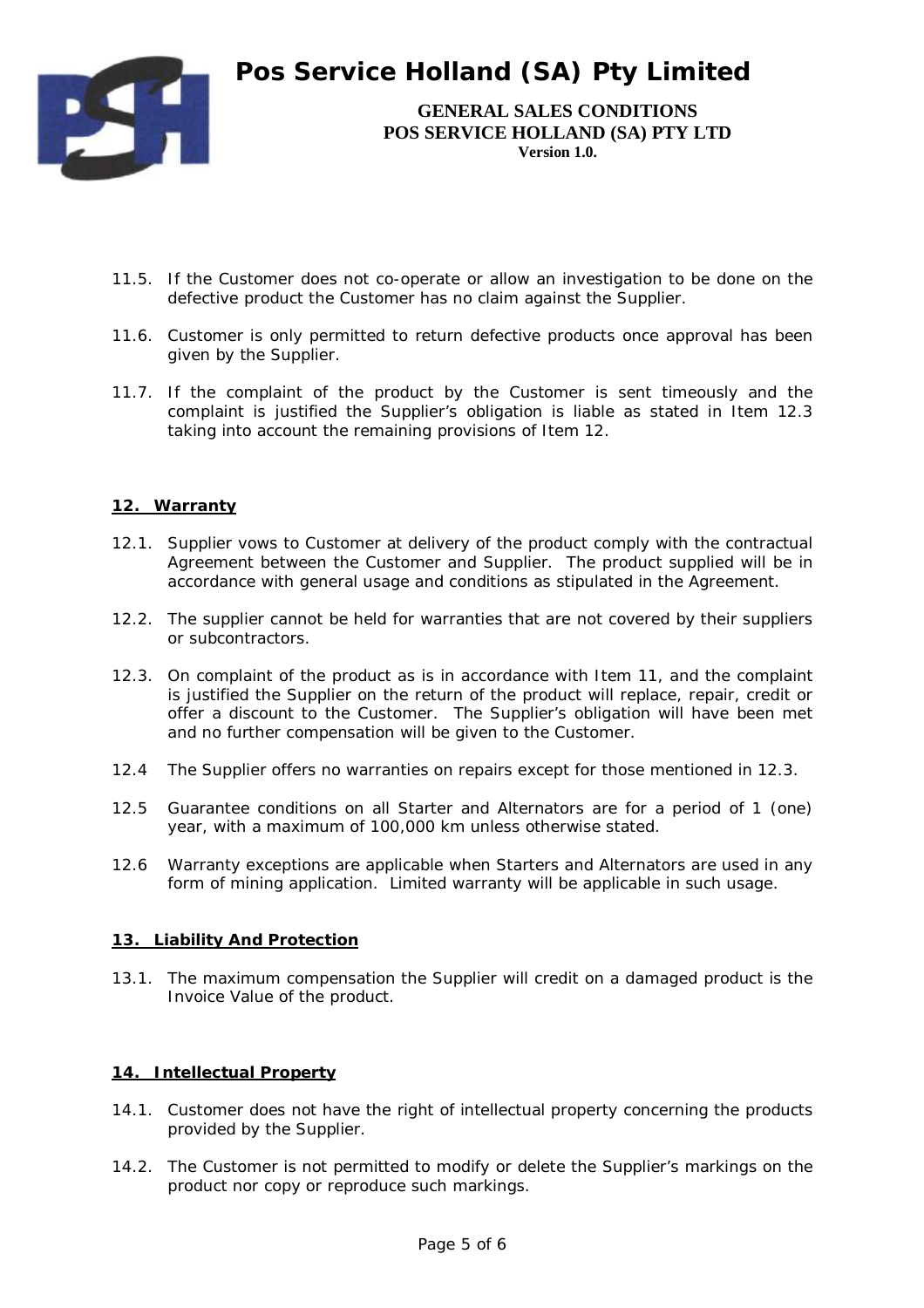11.5. If the Customer does not co-operate or allow an investigation to be done on the defective product the Customer has no claim against the Supplier.

11.6. Customer is only permitted to return defective products once approval has been given by the Supplier.

11.7. If the complaint of the product by the Customer is sent timeously and the complaint is justified the Supplier's obligation is liable as stated in Item 12.3 taking into account the remaining provisions of Item 12.

## 12. Warranty

12.1. Supplier vows to Customer at delivery of the product comply with the contractual Agreement between the Customer and Supplier. The product supplied will be in accordance with general usage and conditions as stipulated in the Agreement.

12.2. The supplier cannot be held for warranties that are not covered by their suppliers or subcontractors.

12.3. On complaint of the product as is in accordance with Item 11, and the complaint is justified the Supplier on the return of the product will replace, repair, credit or offer a discount to the Customer. The Supplier's obligation will have been met and no further compensation will be given to the Customer.

12.4 The Supplier offers no warranties on repairs except for those mentioned in 12.3.

12.5 Guarantee conditions on all Starter and Alternators are for a period of 1 (one) year, with a maximum of 100,000 km unless otherwise stated.

12.6 Warranty exceptions are applicable when Starters and Alternators are used in any form of mining application. Limited warranty will be applicable in such usage.

## 13. Liability And Protection

13.1. The maximum compensation the Supplier will credit on a damaged product is the Invoice Value of the product.

## 14. Intellectual Property

14.1. Customer does not have the right of intellectual property concerning the products provided by the Supplier.

14.2. The Customer is not permitted to modify or delete the Supplier's markings on the product nor copy or reproduce such markings.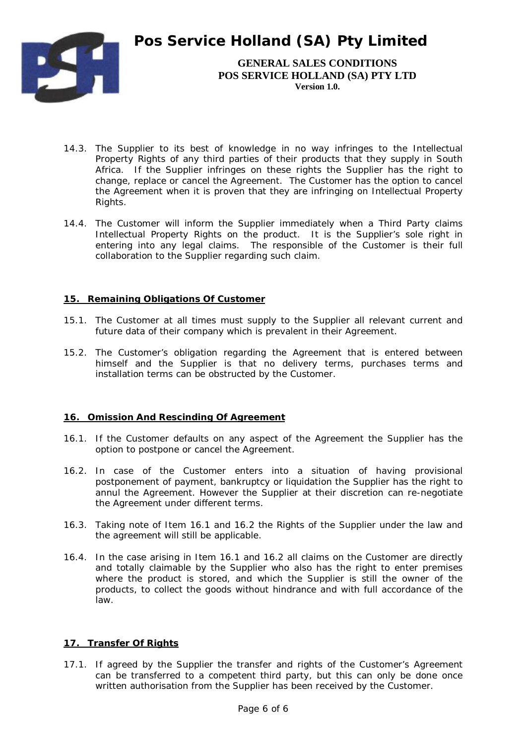14.3. The Supplier to its best of knowledge in no way infringes to the Intellectual Property Rights of any third parties of their products that they supply in South Africa. If the Supplier infringes on these rights the Supplier has the right to change, replace or cancel the Agreement. The Customer has the option to cancel the Agreement when it is proven that they are infringing on Intellectual Property Rights.

14.4. The Customer will inform the Supplier immediately when a Third Party claims Intellectual Property Rights on the product. It is the Supplier's sole right in entering into any legal claims. The responsible of the Customer is their full collaboration to the Supplier regarding such claim.

## 15. Remaining Obligations Of Customer

15.1. The Customer at all times must supply to the Supplier all relevant current and future data of their company which is prevalent in their Agreement.

15.2. The Customer's obligation regarding the Agreement that is entered between himself and the Supplier is that no delivery terms, purchases terms and installation terms can be obstructed by the Customer.

## 16. Omission And Rescinding Of Agreement

16.1. If the Customer defaults on any aspect of the Agreement the Supplier has the option to postpone or cancel the Agreement.

16.2. In case of the Customer enters into a situation of having provisional postponement of payment, bankruptcy or liquidation the Supplier has the right to annul the Agreement. However the Supplier at their discretion can re-negotiate the Agreement under different terms.

16.3. Taking note of Item 16.1 and 16.2 the Rights of the Supplier under the law and the agreement will still be applicable.

16.4. In the case arising in Item 16.1 and 16.2 all claims on the Customer are directly and totally claimable by the Supplier who also has the right to enter premises where the product is stored, and which the Supplier is still the owner of the products, to collect the goods without hindrance and with full accordance of the law.

## 17. Transfer Of Rights

17.1. If agreed by the Supplier the transfer and rights of the Customer's Agreement can be transferred to a competent third party, but this can only be done once written authorisation from the Supplier has been received by the Customer.